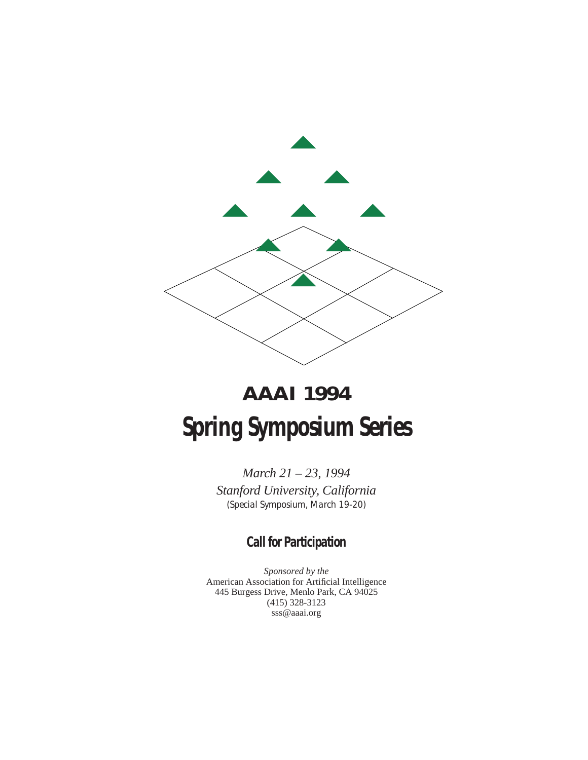# AAAI 1994

# Spring Symposium Series

*March 21 – 23, 1994*

*Stanford University, California*

*(Special Symposium, March 19-20)*

## Call for Participation

*Sponsored by the*

American Association for Artificial Intelligence

445 Burgess Drive, Menlo Park, CA 94025

(415) 328-3123

sss@aaai.org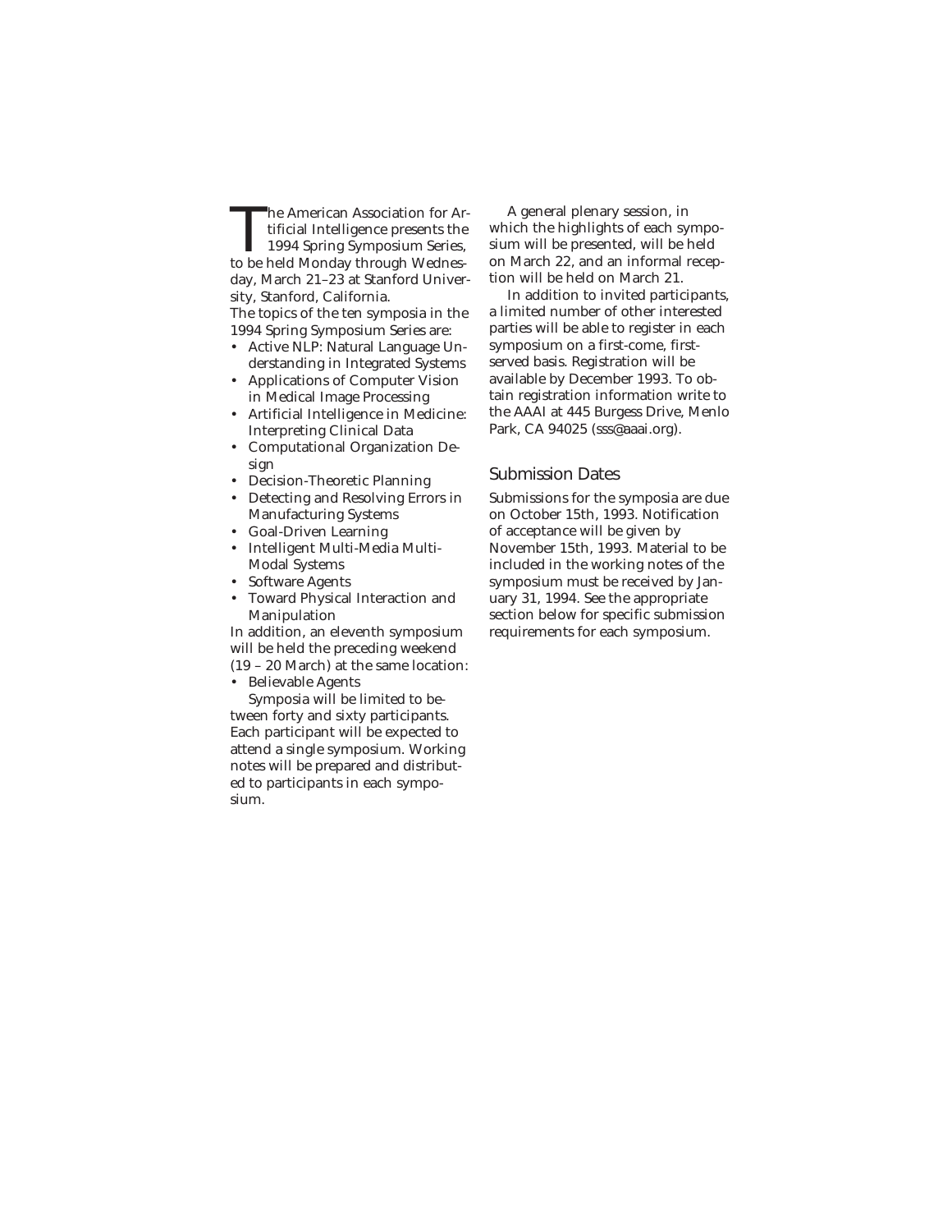The American Association for Artificial Intelligence presents the 1994 Spring Symposium Series, to be held Monday through Wednesday, March 21–23 at Stanford University, Stanford, California.

The topics of the ten symposia in the 1994 Spring Symposium Series are:

- Active NLP: Natural Language Understanding in Integrated Systems
- Applications of Computer Vision in Medical Image Processing
- Artificial Intelligence in Medicine: Interpreting Clinical Data
- Computational Organization Design
- Decision-Theoretic Planning
- Detecting and Resolving Errors in Manufacturing Systems
- Goal-Driven Learning
- Intelligent Multi-Media Multi-Modal Systems
- Software Agents
- Toward Physical Interaction and Manipulation

In addition, an eleventh symposium will be held the preceding weekend (19 – 20 March) at the same location:

- Believable Agents

Symposia will be limited to between forty and sixty participants. Each participant will be expected to attend a single symposium. Working notes will be prepared and distributed to participants in each symposium.

A general plenary session, in which the highlights of each symposium will be presented, will be held on March 22, and an informal reception will be held on March 21.

In addition to invited participants, a limited number of other interested parties will be able to register in each symposium on a first-come, first-served basis. Registration will be available by December 1993. To obtain registration information write to the AAAI at 445 Burgess Drive, Menlo Park, CA 94025 (sss@aaai.org).

## Submission Dates

Submissions for the symposia are due on October 15th, 1993. Notification of acceptance will be given by November 15th, 1993. Material to be included in the working notes of the symposium must be received by January 31, 1994. See the appropriate section below for specific submission requirements for each symposium.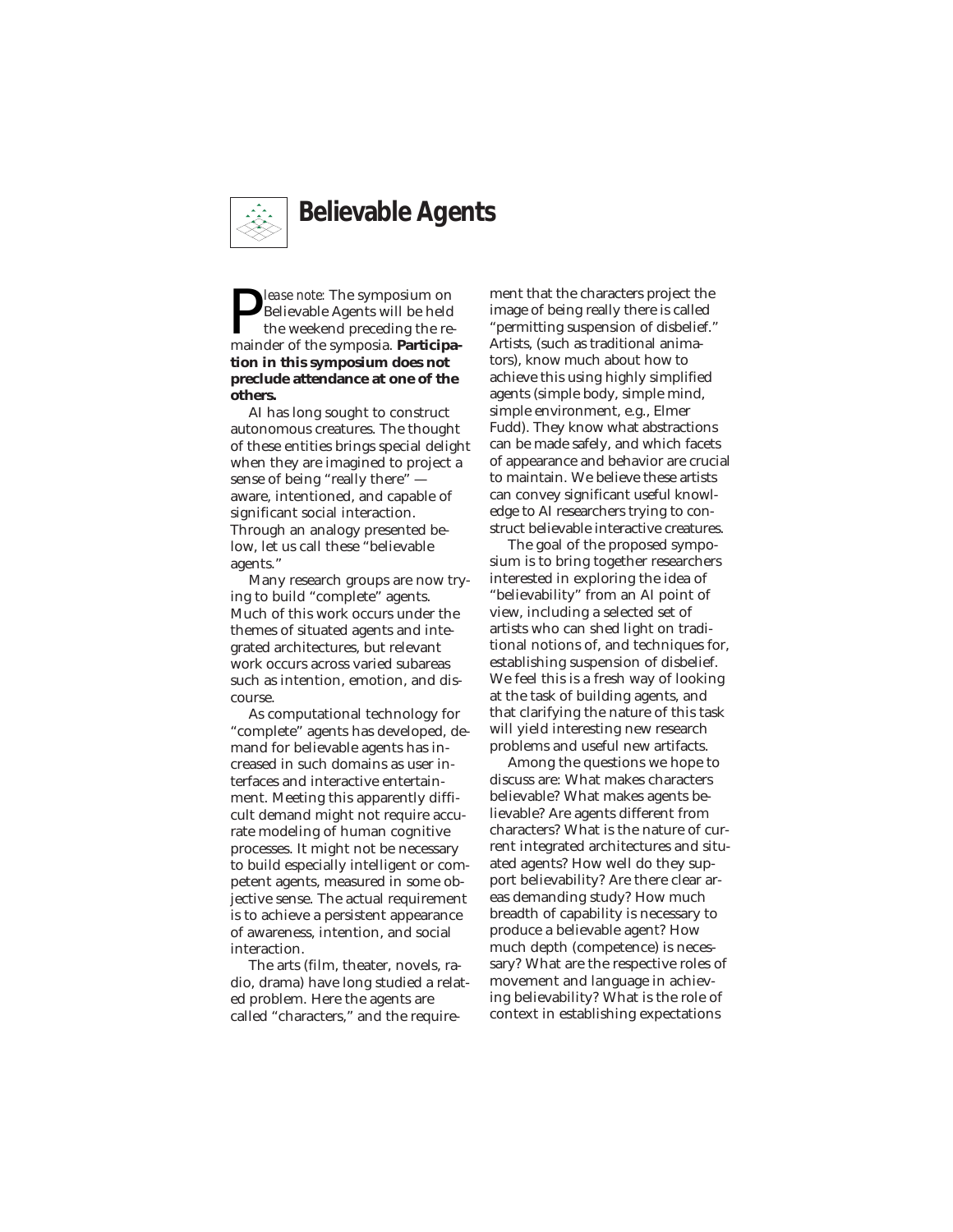# Believable Agents

*Please note:* The symposium on Believable Agents will be held the weekend preceding the remainder of the symposia. **Participation in this symposium does not preclude attendance at one of the others.**

AI has long sought to construct autonomous creatures. The thought of these entities brings special delight when they are imagined to project a sense of being "really there" — aware, intentioned, and capable of significant social interaction. Through an analogy presented below, let us call these "believable agents."

Many research groups are now trying to build "complete" agents. Much of this work occurs under the themes of situated agents and integrated architectures, but relevant work occurs across varied subareas such as intention, emotion, and discourse.

As computational technology for "complete" agents has developed, demand for believable agents has increased in such domains as user interfaces and interactive entertainment. Meeting this apparently difficult demand might not require accurate modeling of human cognitive processes. It might not be necessary to build especially intelligent or competent agents, measured in some objective sense. The actual requirement is to achieve a persistent appearance of awareness, intention, and social interaction.

The arts (film, theater, novels, radio, drama) have long studied a related problem. Here the agents are called "characters," and the requirement that the characters project the image of being really there is called "permitting suspension of disbelief." Artists, (such as traditional animators), know much about how to achieve this using highly simplified agents (simple body, simple mind, simple environment, e.g., Elmer Fudd). They know what abstractions can be made safely, and which facets of appearance and behavior are crucial to maintain. We believe these artists can convey significant useful knowledge to AI researchers trying to construct believable interactive creatures.

The goal of the proposed symposium is to bring together researchers interested in exploring the idea of "believability" from an AI point of view, including a selected set of artists who can shed light on traditional notions of, and techniques for, establishing suspension of disbelief. We feel this is a fresh way of looking at the task of building agents, and that clarifying the nature of this task will yield interesting new research problems and useful new artifacts.

Among the questions we hope to discuss are: What makes characters believable? What makes agents believable? Are agents different from characters? What is the nature of current integrated architectures and situated agents? How well do they support believability? Are there clear areas demanding study? How much breadth of capability is necessary to produce a believable agent? How much depth (competence) is necessary? What are the respective roles of movement and language in achieving believability? What is the role of context in establishing expectations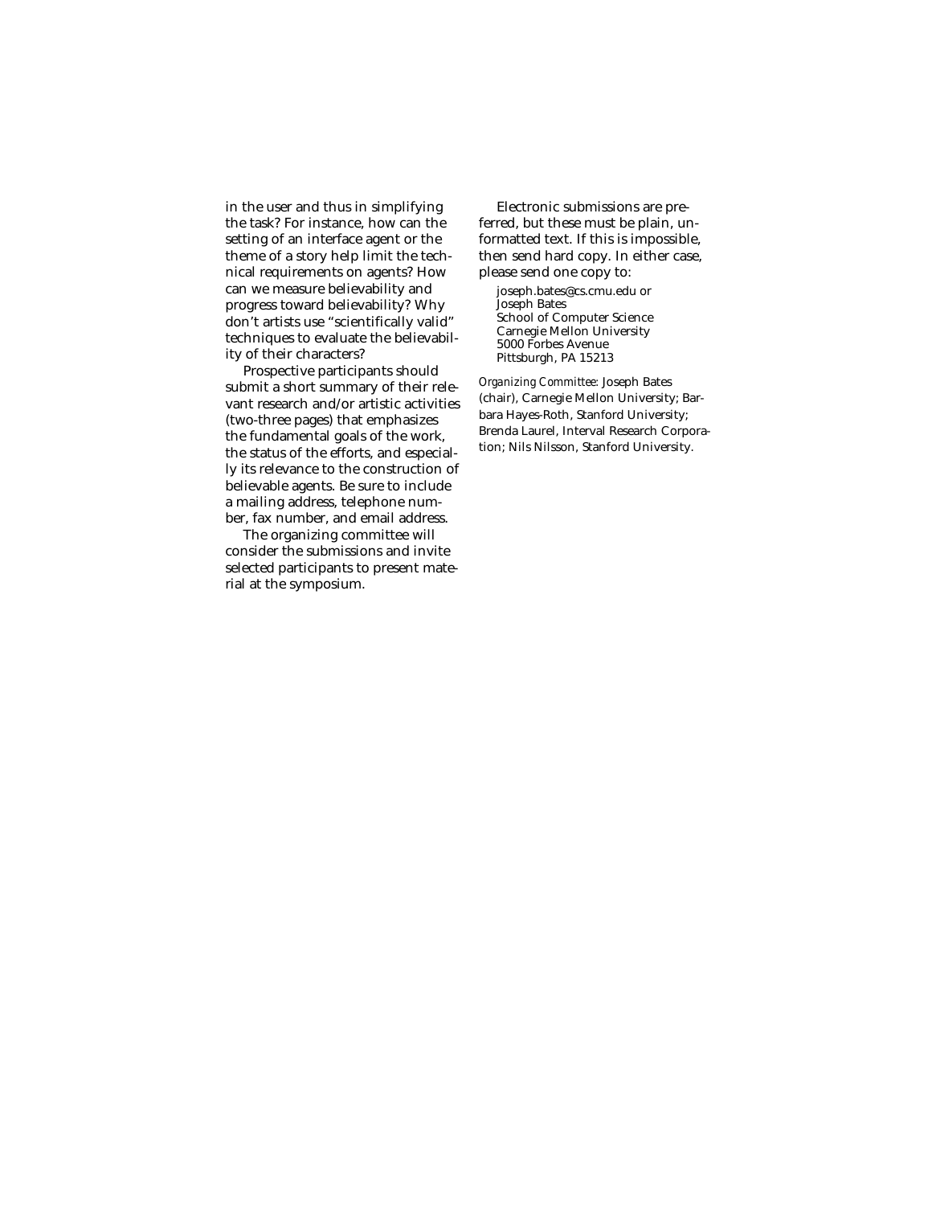in the user and thus in simplifying the task? For instance, how can the setting of an interface agent or the theme of a story help limit the technical requirements on agents? How can we measure believability and progress toward believability? Why don't artists use "scientifically valid" techniques to evaluate the believability of their characters?

Prospective participants should submit a short summary of their relevant research and/or artistic activities (two-three pages) that emphasizes the fundamental goals of the work, the status of the efforts, and especially its relevance to the construction of believable agents. Be sure to include a mailing address, telephone number, fax number, and email address.

The organizing committee will consider the submissions and invite selected participants to present material at the symposium.

Electronic submissions are preferred, but these must be plain, unformatted text. If this is impossible, then send hard copy. In either case, please send one copy to:

joseph.bates@cs.cmu.edu or
Joseph Bates
School of Computer Science
Carnegie Mellon University
5000 Forbes Avenue
Pittsburgh, PA 15213

*Organizing Committee:* Joseph Bates (chair), Carnegie Mellon University; Barbara Hayes-Roth, Stanford University; Brenda Laurel, Interval Research Corporation; Nils Nilsson, Stanford University.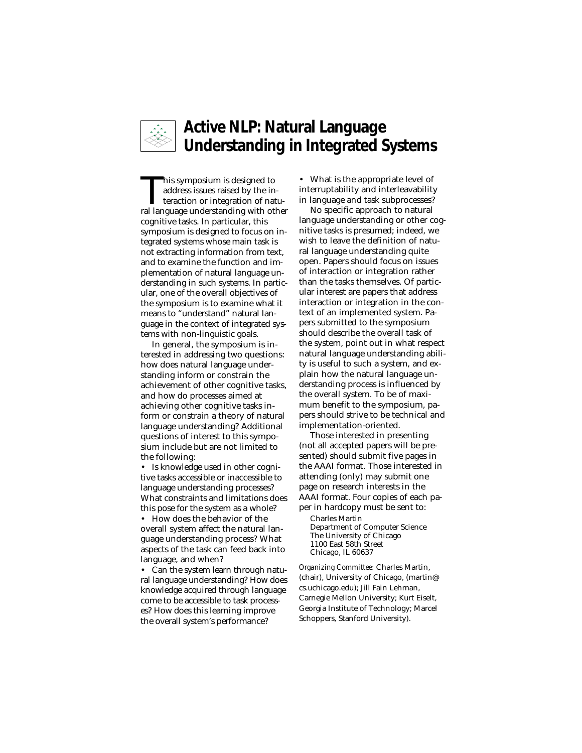# Active NLP: Natural Language Understanding in Integrated Systems

This symposium is designed to address issues raised by the interaction or integration of natural language understanding with other cognitive tasks. In particular, this symposium is designed to focus on integrated systems whose main task is not extracting information from text, and to examine the function and implementation of natural language understanding in such systems. In particular, one of the overall objectives of the symposium is to examine what it means to "understand" natural language in the context of integrated systems with non-linguistic goals.

In general, the symposium is interested in addressing two questions: how does natural language understanding inform or constrain the achievement of other cognitive tasks, and how do processes aimed at achieving other cognitive tasks inform or constrain a theory of natural language understanding? Additional questions of interest to this symposium include but are not limited to the following:

- Is knowledge used in other cognitive tasks accessible or inaccessible to language understanding processes? What constraints and limitations does this pose for the system as a whole?
- How does the behavior of the overall system affect the natural language understanding process? What aspects of the task can feed back into language, and when?
- Can the system learn through natural language understanding? How does knowledge acquired through language come to be accessible to task processes? How does this learning improve the overall system's performance?
- What is the appropriate level of interruptability and interleavability in language and task subprocesses?

No specific approach to natural language understanding or other cognitive tasks is presumed; indeed, we wish to leave the definition of natural language understanding quite open. Papers should focus on issues of interaction or integration rather than the tasks themselves. Of particular interest are papers that address interaction or integration in the context of an implemented system. Papers submitted to the symposium should describe the overall task of the system, point out in what respect natural language understanding ability is useful to such a system, and explain how the natural language understanding process is influenced by the overall system. To be of maximum benefit to the symposium, papers should strive to be technical and implementation-oriented.

Those interested in presenting (not all accepted papers will be presented) should submit five pages in the AAAI format. Those interested in attending (only) may submit one page on research interests in the AAAI format. Four copies of each paper in hardcopy must be sent to:

Charles Martin
Department of Computer Science
The University of Chicago
1100 East 58th Street
Chicago, IL 60637

*Organizing Committee:* Charles Martin, (chair), University of Chicago, (martin@cs.uchicago.edu); Jill Fain Lehman, Carnegie Mellon University; Kurt Eiselt, Georgia Institute of Technology; Marcel Schoppers, Stanford University).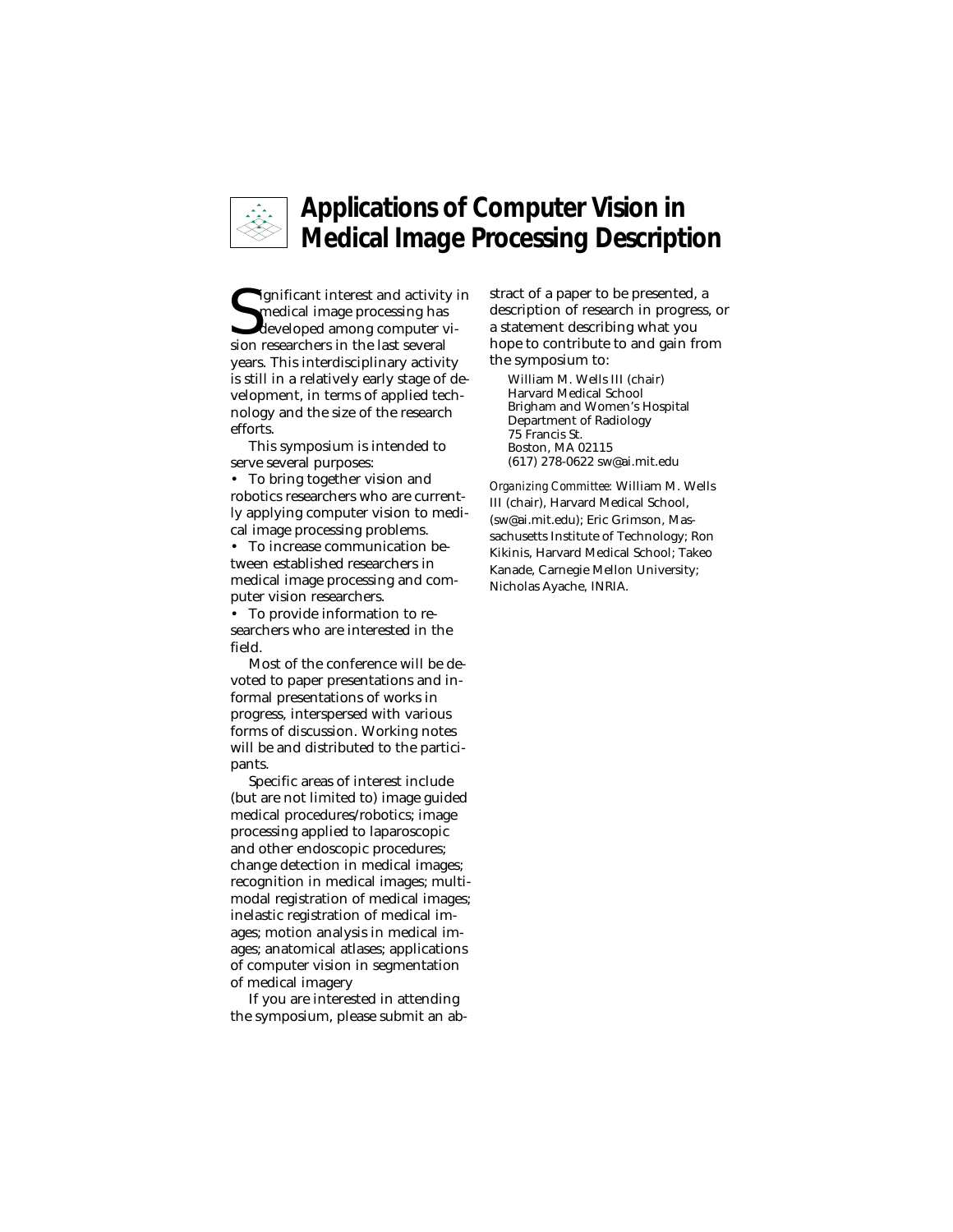# Applications of Computer Vision in Medical Image Processing Description

Significant interest and activity in medical image processing has developed among computer vision researchers in the last several years. This interdisciplinary activity is still in a relatively early stage of development, in terms of applied technology and the size of the research efforts.

This symposium is intended to serve several purposes:

- To bring together vision and robotics researchers who are currently applying computer vision to medical image processing problems.
- To increase communication between established researchers in medical image processing and computer vision researchers.
- To provide information to researchers who are interested in the field.

Most of the conference will be devoted to paper presentations and informal presentations of works in progress, interspersed with various forms of discussion. Working notes will be and distributed to the participants.

Specific areas of interest include (but are not limited to) image guided medical procedures/robotics; image processing applied to laparoscopic and other endoscopic procedures; change detection in medical images; recognition in medical images; multimodal registration of medical images; inelastic registration of medical images; motion analysis in medical images; anatomical atlases; applications of computer vision in segmentation of medical imagery

If you are interested in attending the symposium, please submit an abstract of a paper to be presented, a description of research in progress, or a statement describing what you hope to contribute to and gain from the symposium to:

William M. Wells III (chair)
Harvard Medical School
Brigham and Women's Hospital
Department of Radiology
75 Francis St.
Boston, MA 02115
(617) 278-0622 sw@ai.mit.edu

*Organizing Committee:* William M. Wells III (chair), Harvard Medical School, (sw@ai.mit.edu); Eric Grimson, Massachusetts Institute of Technology; Ron Kikinis, Harvard Medical School; Takeo Kanade, Carnegie Mellon University; Nicholas Ayache, INRIA.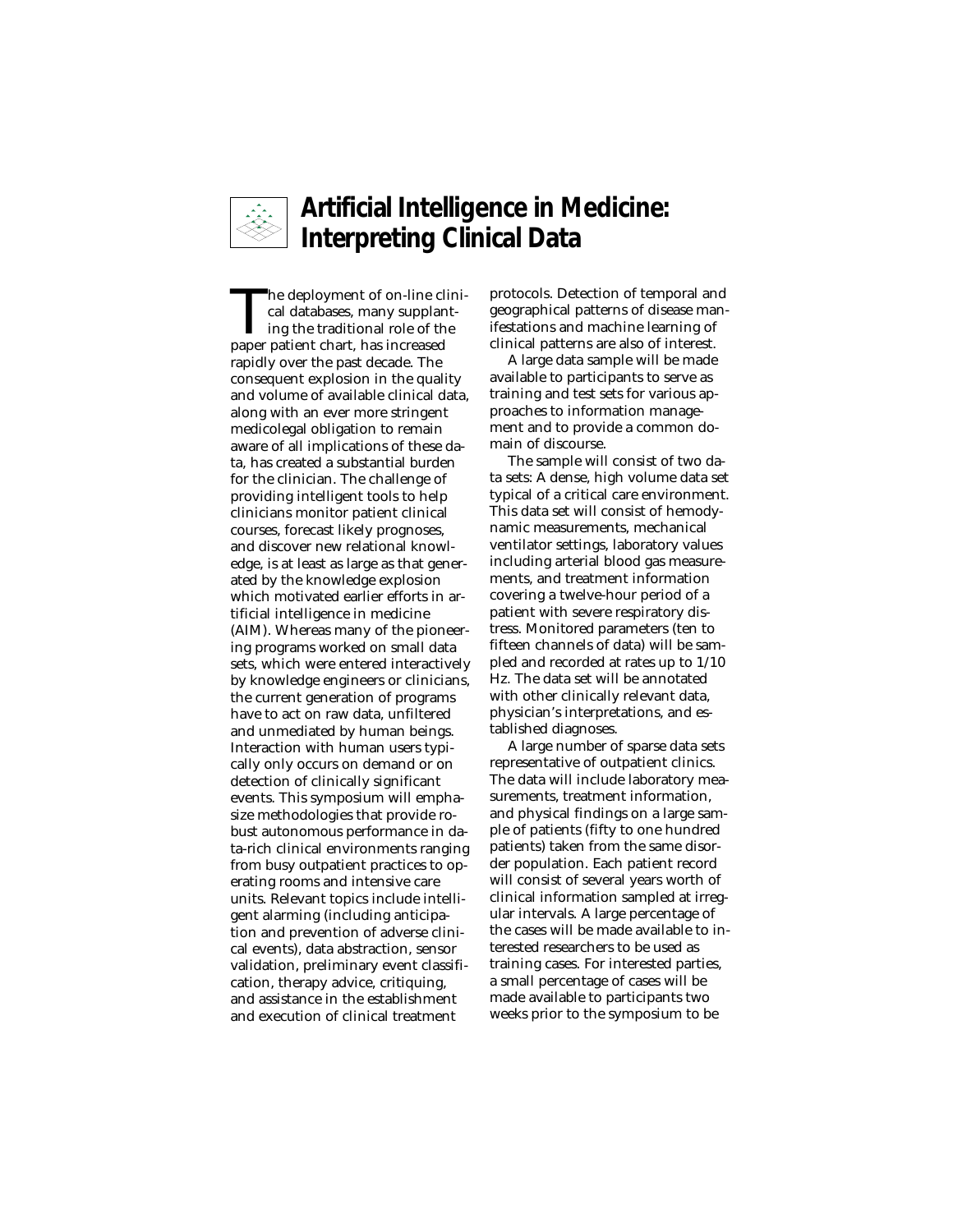# Artificial Intelligence in Medicine: Interpreting Clinical Data

The deployment of on-line clinical databases, many supplanting the traditional role of the paper patient chart, has increased rapidly over the past decade. The consequent explosion in the quality and volume of available clinical data, along with an ever more stringent medicolegal obligation to remain aware of all implications of these data, has created a substantial burden for the clinician. The challenge of providing intelligent tools to help clinicians monitor patient clinical courses, forecast likely prognoses, and discover new relational knowledge, is at least as large as that generated by the knowledge explosion which motivated earlier efforts in artificial intelligence in medicine (AIM). Whereas many of the pioneering programs worked on small data sets, which were entered interactively by knowledge engineers or clinicians, the current generation of programs have to act on raw data, unfiltered and unmediated by human beings. Interaction with human users typically only occurs on demand or on detection of clinically significant events. This symposium will emphasize methodologies that provide robust autonomous performance in data-rich clinical environments ranging from busy outpatient practices to operating rooms and intensive care units. Relevant topics include intelligent alarming (including anticipation and prevention of adverse clinical events), data abstraction, sensor validation, preliminary event classification, therapy advice, critiquing, and assistance in the establishment and execution of clinical treatment protocols. Detection of temporal and geographical patterns of disease manifestations and machine learning of clinical patterns are also of interest.

A large data sample will be made available to participants to serve as training and test sets for various approaches to information management and to provide a common domain of discourse.

The sample will consist of two data sets: A dense, high volume data set typical of a critical care environment. This data set will consist of hemodynamic measurements, mechanical ventilator settings, laboratory values including arterial blood gas measurements, and treatment information covering a twelve-hour period of a patient with severe respiratory distress. Monitored parameters (ten to fifteen channels of data) will be sampled and recorded at rates up to 1/10 Hz. The data set will be annotated with other clinically relevant data, physician's interpretations, and established diagnoses.

A large number of sparse data sets representative of outpatient clinics. The data will include laboratory measurements, treatment information, and physical findings on a large sample of patients (fifty to one hundred patients) taken from the same disorder population. Each patient record will consist of several years worth of clinical information sampled at irregular intervals. A large percentage of the cases will be made available to interested researchers to be used as training cases. For interested parties, a small percentage of cases will be made available to participants two weeks prior to the symposium to be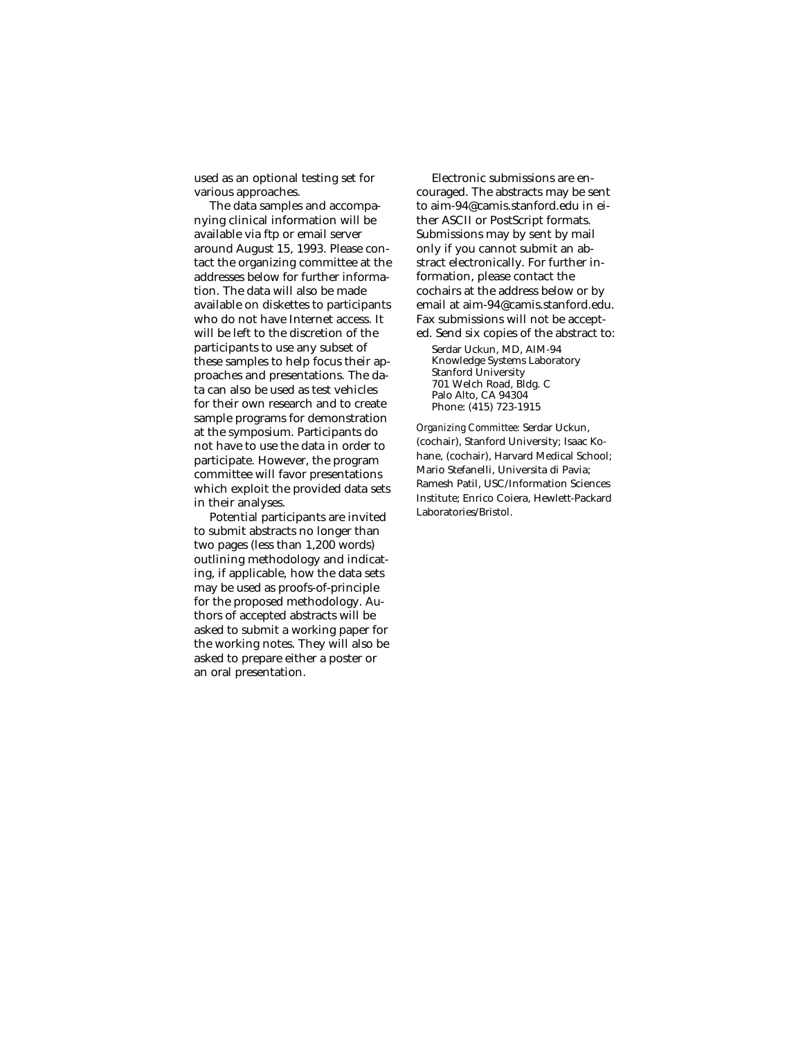used as an optional testing set for various approaches.

The data samples and accompanying clinical information will be available via ftp or email server around August 15, 1993. Please contact the organizing committee at the addresses below for further information. The data will also be made available on diskettes to participants who do not have Internet access. It will be left to the discretion of the participants to use any subset of these samples to help focus their approaches and presentations. The data can also be used as test vehicles for their own research and to create sample programs for demonstration at the symposium. Participants do not have to use the data in order to participate. However, the program committee will favor presentations which exploit the provided data sets in their analyses.

Potential participants are invited to submit abstracts no longer than two pages (less than 1,200 words) outlining methodology and indicating, if applicable, how the data sets may be used as proofs-of-principle for the proposed methodology. Authors of accepted abstracts will be asked to submit a working paper for the working notes. They will also be asked to prepare either a poster or an oral presentation.

Electronic submissions are encouraged. The abstracts may be sent to aim-94@camis.stanford.edu in either ASCII or PostScript formats. Submissions may by sent by mail only if you cannot submit an abstract electronically. For further information, please contact the cochairs at the address below or by email at aim-94@camis.stanford.edu. Fax submissions will not be accepted. Send six copies of the abstract to:

Serdar Uckun, MD, AIM-94
Knowledge Systems Laboratory
Stanford University
701 Welch Road, Bldg. C
Palo Alto, CA 94304
Phone: (415) 723-1915

*Organizing Committee:* Serdar Uckun, (cochair), Stanford University; Isaac Kohane, (cochair), Harvard Medical School; Mario Stefanelli, Universita di Pavia; Ramesh Patil, USC/Information Sciences Institute; Enrico Coiera, Hewlett-Packard Laboratories/Bristol.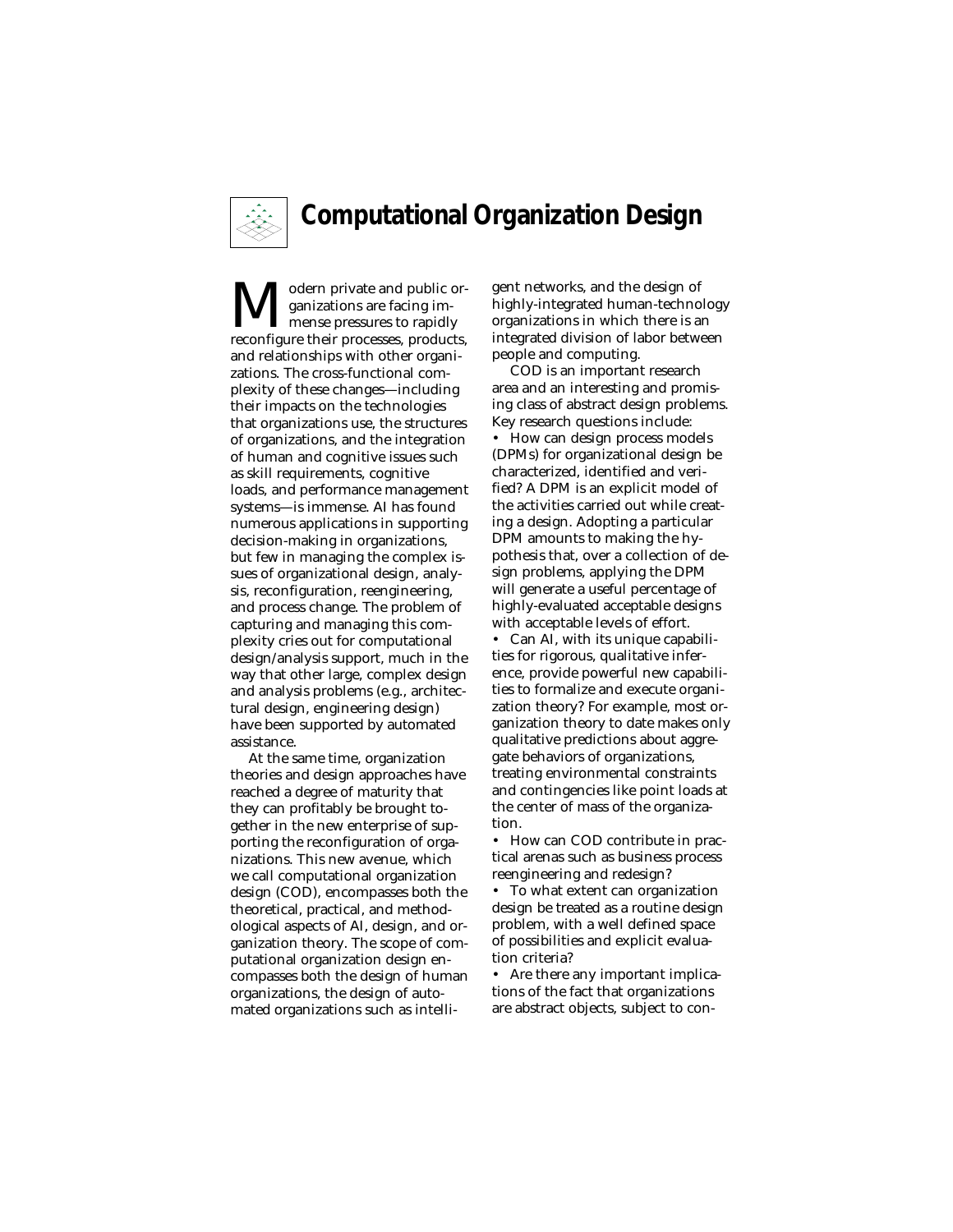# Computational Organization Design

Modern private and public organizations are facing immense pressures to rapidly reconfigure their processes, products, and relationships with other organizations. The cross-functional complexity of these changes—including their impacts on the technologies that organizations use, the structures of organizations, and the integration of human and cognitive issues such as skill requirements, cognitive loads, and performance management systems—is immense. AI has found numerous applications in supporting decision-making in organizations, but few in managing the complex issues of organizational design, analysis, reconfiguration, reengineering, and process change. The problem of capturing and managing this complexity cries out for computational design/analysis support, much in the way that other large, complex design and analysis problems (e.g., architectural design, engineering design) have been supported by automated assistance.

At the same time, organization theories and design approaches have reached a degree of maturity that they can profitably be brought together in the new enterprise of supporting the reconfiguration of organizations. This new avenue, which we call computational organization design (COD), encompasses both the theoretical, practical, and methodological aspects of AI, design, and organization theory. The scope of computational organization design encompasses both the design of human organizations, the design of automated organizations such as intelligent networks, and the design of highly-integrated human-technology organizations in which there is an integrated division of labor between people and computing.

COD is an important research area and an interesting and promising class of abstract design problems. Key research questions include:

- How can design process models (DPMs) for organizational design be characterized, identified and verified? A DPM is an explicit model of the activities carried out while creating a design. Adopting a particular DPM amounts to making the hypothesis that, over a collection of design problems, applying the DPM will generate a useful percentage of highly-evaluated acceptable designs with acceptable levels of effort.
- Can AI, with its unique capabilities for rigorous, qualitative inference, provide powerful new capabilities to formalize and execute organization theory? For example, most organization theory to date makes only qualitative predictions about aggregate behaviors of organizations, treating environmental constraints and contingencies like point loads at the center of mass of the organization.
- How can COD contribute in practical arenas such as business process reengineering and redesign?
- To what extent can organization design be treated as a routine design problem, with a well defined space of possibilities and explicit evaluation criteria?
- Are there any important implications of the fact that organizations are abstract objects, subject to con-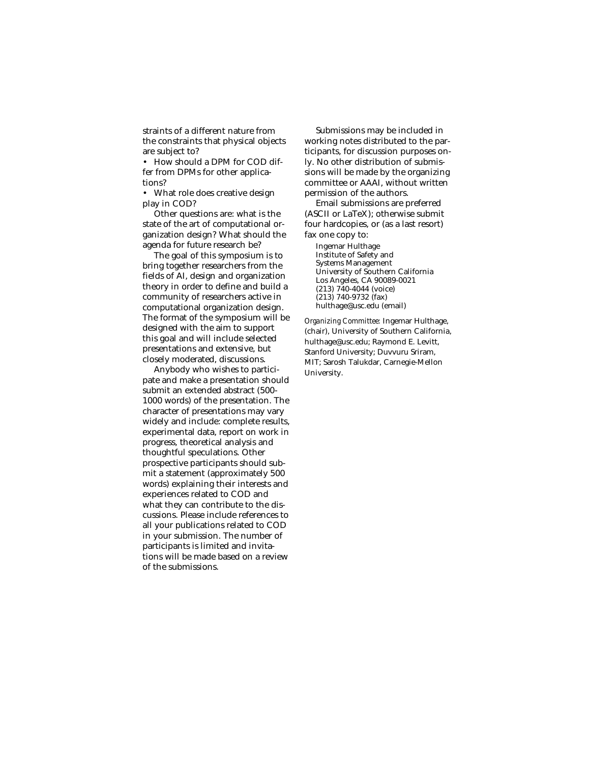straints of a different nature from the constraints that physical objects are subject to?

- How should a DPM for COD differ from DPMs for other applications?
- What role does creative design play in COD?

Other questions are: what is the state of the art of computational organization design? What should the agenda for future research be?

The goal of this symposium is to bring together researchers from the fields of AI, design and organization theory in order to define and build a community of researchers active in computational organization design. The format of the symposium will be designed with the aim to support this goal and will include selected presentations and extensive, but closely moderated, discussions.

Anybody who wishes to participate and make a presentation should submit an extended abstract (500-1000 words) of the presentation. The character of presentations may vary widely and include: complete results, experimental data, report on work in progress, theoretical analysis and thoughtful speculations. Other prospective participants should submit a statement (approximately 500 words) explaining their interests and experiences related to COD and what they can contribute to the discussions. Please include references to all your publications related to COD in your submission. The number of participants is limited and invitations will be made based on a review of the submissions.

Submissions may be included in working notes distributed to the participants, for discussion purposes only. No other distribution of submissions will be made by the organizing committee or AAAI, without written permission of the authors.

Email submissions are preferred (ASCII or LaTeX); otherwise submit four hardcopies, or (as a last resort) fax one copy to:

Ingemar Hulthage
Institute of Safety and
Systems Management
University of Southern California
Los Angeles, CA 90089-0021
(213) 740-4044 (voice)
(213) 740-9732 (fax)
hulthage@usc.edu (email)

*Organizing Committee:* Ingemar Hulthage, (chair), University of Southern California, hulthage@usc.edu; Raymond E. Levitt, Stanford University; Duvvuru Sriram, MIT; Sarosh Talukdar, Carnegie-Mellon University.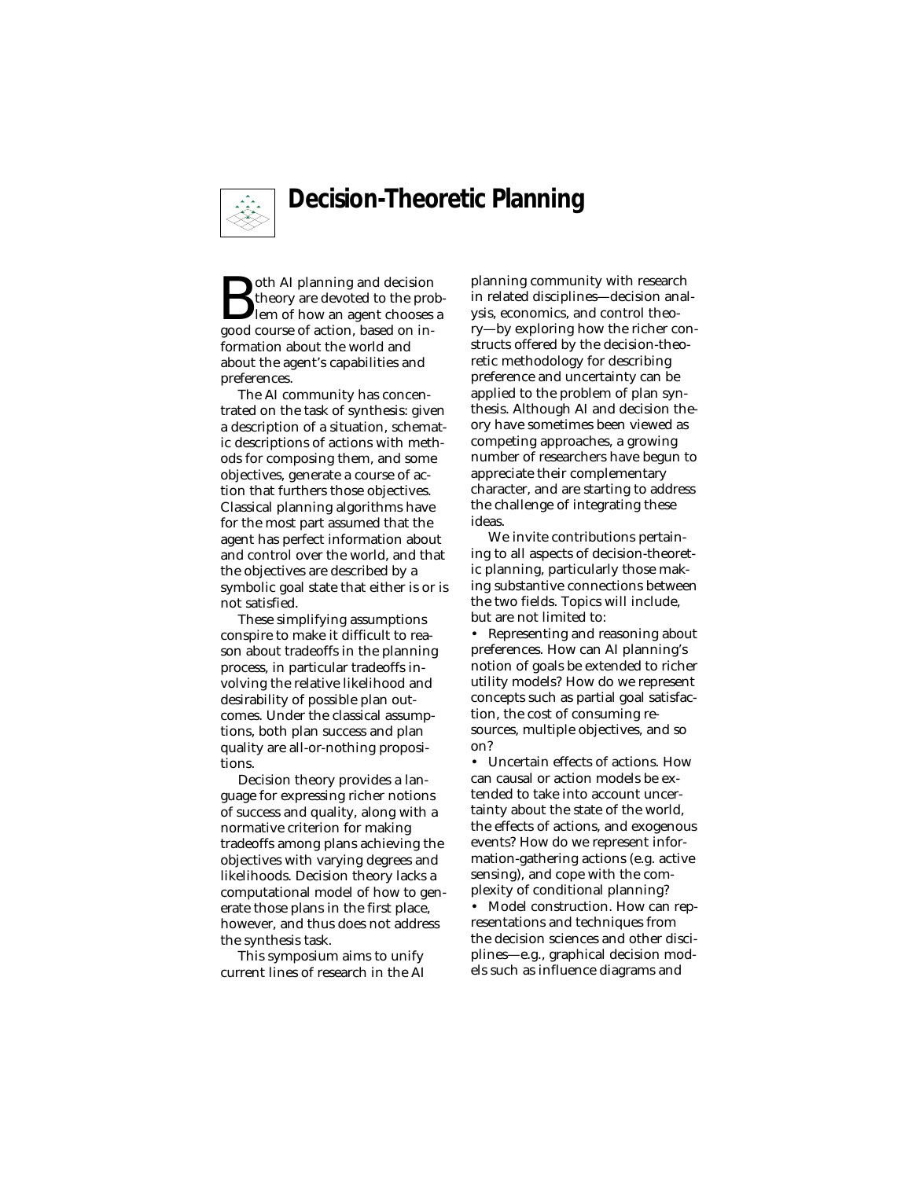# Decision-Theoretic Planning

Both AI planning and decision theory are devoted to the problem of how an agent chooses a good course of action, based on information about the world and about the agent's capabilities and preferences.

The AI community has concentrated on the task of synthesis: given a description of a situation, schematic descriptions of actions with methods for composing them, and some objectives, generate a course of action that furthers those objectives. Classical planning algorithms have for the most part assumed that the agent has perfect information about and control over the world, and that the objectives are described by a symbolic goal state that either is or is not satisfied.

These simplifying assumptions conspire to make it difficult to reason about tradeoffs in the planning process, in particular tradeoffs involving the relative likelihood and desirability of possible plan outcomes. Under the classical assumptions, both plan success and plan quality are all-or-nothing propositions.

Decision theory provides a language for expressing richer notions of success and quality, along with a normative criterion for making tradeoffs among plans achieving the objectives with varying degrees and likelihoods. Decision theory lacks a computational model of how to generate those plans in the first place, however, and thus does not address the synthesis task.

This symposium aims to unify current lines of research in the AI planning community with research in related disciplines—decision analysis, economics, and control theory—by exploring how the richer constructs offered by the decision-theoretic methodology for describing preference and uncertainty can be applied to the problem of plan synthesis. Although AI and decision theory have sometimes been viewed as competing approaches, a growing number of researchers have begun to appreciate their complementary character, and are starting to address the challenge of integrating these ideas.

We invite contributions pertaining to all aspects of decision-theoretic planning, particularly those making substantive connections between the two fields. Topics will include, but are not limited to:

- Representing and reasoning about preferences. How can AI planning's notion of goals be extended to richer utility models? How do we represent concepts such as partial goal satisfaction, the cost of consuming resources, multiple objectives, and so on?
- Uncertain effects of actions. How can causal or action models be extended to take into account uncertainty about the state of the world, the effects of actions, and exogenous events? How do we represent information-gathering actions (e.g. active sensing), and cope with the complexity of conditional planning?
- Model construction. How can representations and techniques from the decision sciences and other disciplines—e.g., graphical decision models such as influence diagrams and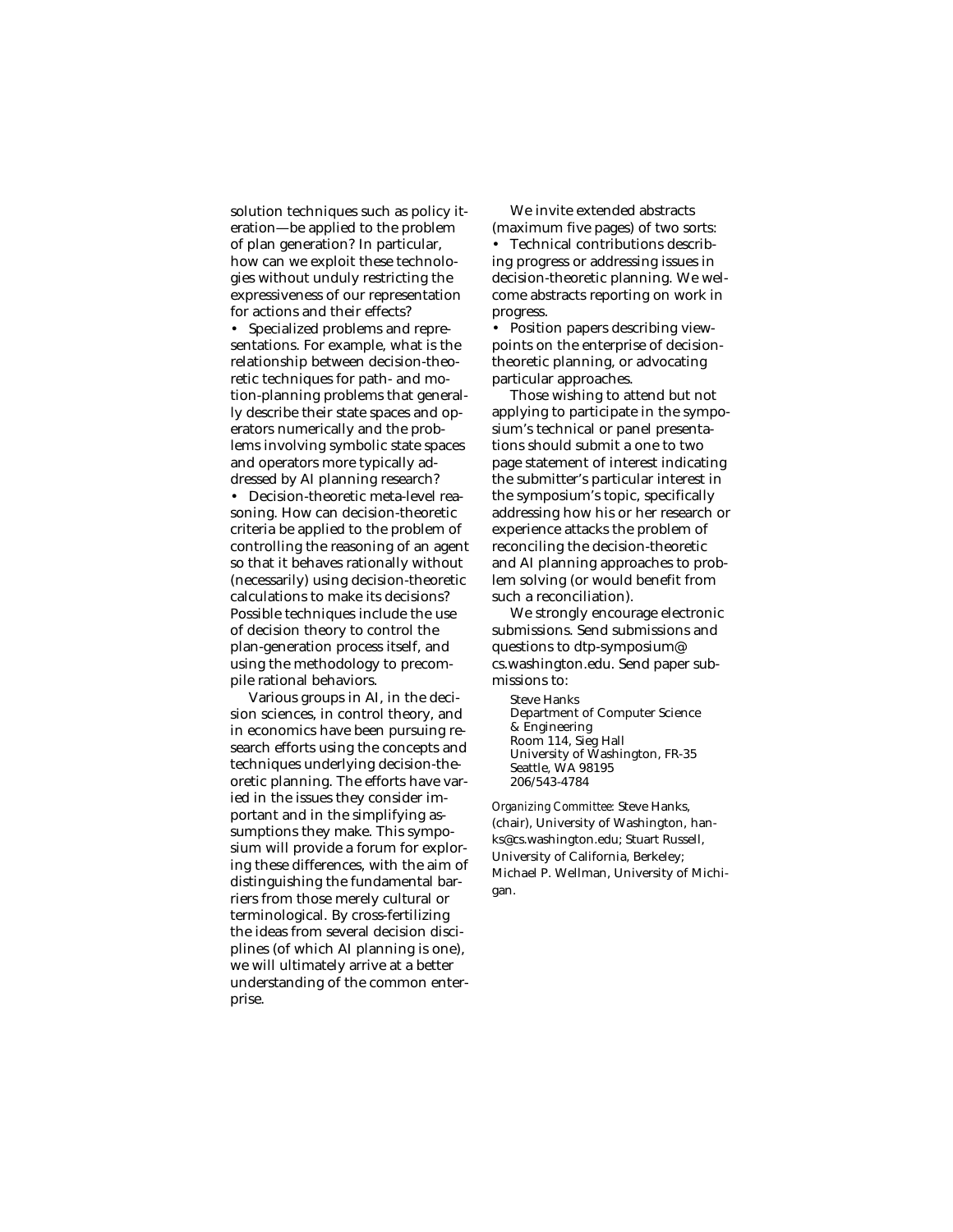solution techniques such as policy iteration—be applied to the problem of plan generation? In particular, how can we exploit these technologies without unduly restricting the expressiveness of our representation for actions and their effects?

- Specialized problems and representations. For example, what is the relationship between decision-theoretic techniques for path- and motion-planning problems that generally describe their state spaces and operators numerically and the problems involving symbolic state spaces and operators more typically addressed by AI planning research?
- Decision-theoretic meta-level reasoning. How can decision-theoretic criteria be applied to the problem of controlling the reasoning of an agent so that it behaves rationally without (necessarily) using decision-theoretic calculations to make its decisions? Possible techniques include the use of decision theory to control the plan-generation process itself, and using the methodology to precompile rational behaviors.

Various groups in AI, in the decision sciences, in control theory, and in economics have been pursuing research efforts using the concepts and techniques underlying decision-theoretic planning. The efforts have varied in the issues they consider important and in the simplifying assumptions they make. This symposium will provide a forum for exploring these differences, with the aim of distinguishing the fundamental barriers from those merely cultural or terminological. By cross-fertilizing the ideas from several decision disciplines (of which AI planning is one), we will ultimately arrive at a better understanding of the common enterprise.

We invite extended abstracts (maximum five pages) of two sorts:

- Technical contributions describing progress or addressing issues in decision-theoretic planning. We welcome abstracts reporting on work in progress.
- Position papers describing viewpoints on the enterprise of decision-theoretic planning, or advocating particular approaches.

Those wishing to attend but not applying to participate in the symposium's technical or panel presentations should submit a one to two page statement of interest indicating the submitter's particular interest in the symposium's topic, specifically addressing how his or her research or experience attacks the problem of reconciling the decision-theoretic and AI planning approaches to problem solving (or would benefit from such a reconciliation).

We strongly encourage electronic submissions. Send submissions and questions to dtp-symposium@cs.washington.edu. Send paper submissions to:

Steve Hanks
Department of Computer Science & Engineering
Room 114, Sieg Hall
University of Washington, FR-35
Seattle, WA 98195
206/543-4784

*Organizing Committee:* Steve Hanks, (chair), University of Washington, hanks@cs.washington.edu; Stuart Russell, University of California, Berkeley; Michael P. Wellman, University of Michigan.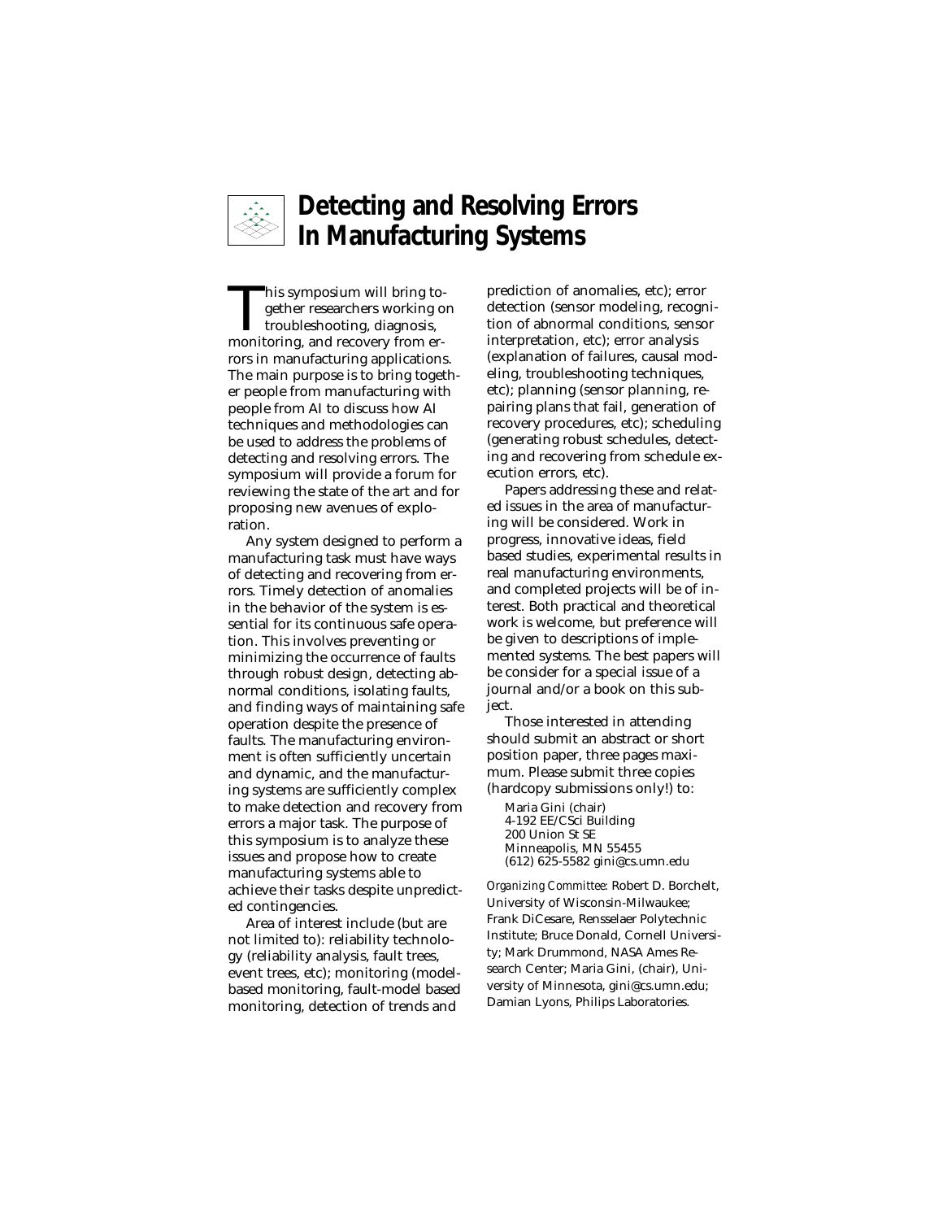# Detecting and Resolving Errors In Manufacturing Systems

This symposium will bring together researchers working on troubleshooting, diagnosis, monitoring, and recovery from errors in manufacturing applications. The main purpose is to bring together people from manufacturing with people from AI to discuss how AI techniques and methodologies can be used to address the problems of detecting and resolving errors. The symposium will provide a forum for reviewing the state of the art and for proposing new avenues of exploration.

Any system designed to perform a manufacturing task must have ways of detecting and recovering from errors. Timely detection of anomalies in the behavior of the system is essential for its continuous safe operation. This involves preventing or minimizing the occurrence of faults through robust design, detecting abnormal conditions, isolating faults, and finding ways of maintaining safe operation despite the presence of faults. The manufacturing environment is often sufficiently uncertain and dynamic, and the manufacturing systems are sufficiently complex to make detection and recovery from errors a major task. The purpose of this symposium is to analyze these issues and propose how to create manufacturing systems able to achieve their tasks despite unpredicted contingencies.

Area of interest include (but are not limited to): reliability technology (reliability analysis, fault trees, event trees, etc); monitoring (model-based monitoring, fault-model based monitoring, detection of trends and prediction of anomalies, etc); error detection (sensor modeling, recognition of abnormal conditions, sensor interpretation, etc); error analysis (explanation of failures, causal modeling, troubleshooting techniques, etc); planning (sensor planning, repairing plans that fail, generation of recovery procedures, etc); scheduling (generating robust schedules, detecting and recovering from schedule execution errors, etc).

Papers addressing these and related issues in the area of manufacturing will be considered. Work in progress, innovative ideas, field based studies, experimental results in real manufacturing environments, and completed projects will be of interest. Both practical and theoretical work is welcome, but preference will be given to descriptions of implemented systems. The best papers will be consider for a special issue of a journal and/or a book on this subject.

Those interested in attending should submit an abstract or short position paper, three pages maximum. Please submit three copies (hardcopy submissions only!) to:

Maria Gini (chair)
4-192 EE/CSci Building
200 Union St SE
Minneapolis, MN 55455
(612) 625-5582 gini@cs.umn.edu

*Organizing Committee:* Robert D. Borchelt, University of Wisconsin-Milwaukee; Frank DiCesare, Rensselaer Polytechnic Institute; Bruce Donald, Cornell University; Mark Drummond, NASA Ames Research Center; Maria Gini, (chair), University of Minnesota, gini@cs.umn.edu; Damian Lyons, Philips Laboratories.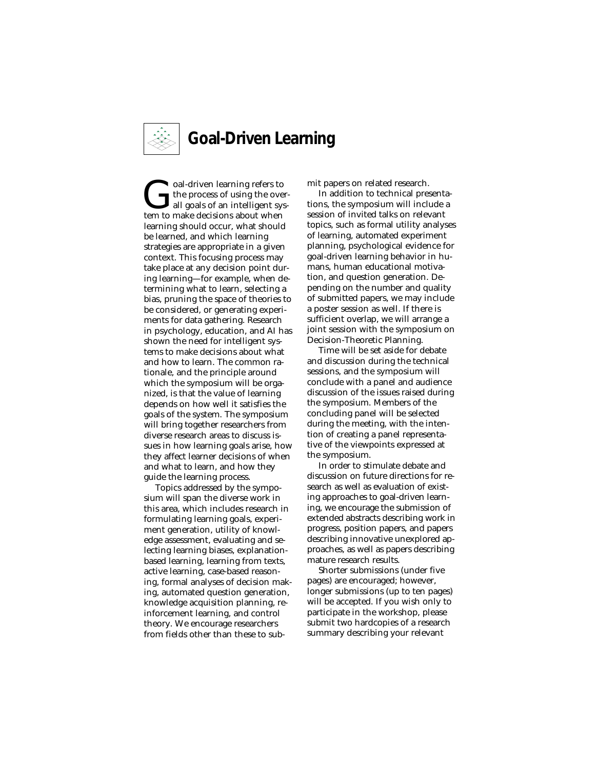# Goal-Driven Learning

Goal-driven learning refers to the process of using the overall goals of an intelligent system to make decisions about when learning should occur, what should be learned, and which learning strategies are appropriate in a given context. This focusing process may take place at any decision point during learning—for example, when determining what to learn, selecting a bias, pruning the space of theories to be considered, or generating experiments for data gathering. Research in psychology, education, and AI has shown the need for intelligent systems to make decisions about what and how to learn. The common rationale, and the principle around which the symposium will be organized, is that the value of learning depends on how well it satisfies the goals of the system. The symposium will bring together researchers from diverse research areas to discuss issues in how learning goals arise, how they affect learner decisions of when and what to learn, and how they guide the learning process.

Topics addressed by the symposium will span the diverse work in this area, which includes research in formulating learning goals, experiment generation, utility of knowledge assessment, evaluating and selecting learning biases, explanation-based learning, learning from texts, active learning, case-based reasoning, formal analyses of decision making, automated question generation, knowledge acquisition planning, reinforcement learning, and control theory. We encourage researchers from fields other than these to submit papers on related research.

In addition to technical presentations, the symposium will include a session of invited talks on relevant topics, such as formal utility analyses of learning, automated experiment planning, psychological evidence for goal-driven learning behavior in humans, human educational motivation, and question generation. Depending on the number and quality of submitted papers, we may include a poster session as well. If there is sufficient overlap, we will arrange a joint session with the symposium on Decision-Theoretic Planning.

Time will be set aside for debate and discussion during the technical sessions, and the symposium will conclude with a panel and audience discussion of the issues raised during the symposium. Members of the concluding panel will be selected during the meeting, with the intention of creating a panel representative of the viewpoints expressed at the symposium.

In order to stimulate debate and discussion on future directions for research as well as evaluation of existing approaches to goal-driven learning, we encourage the submission of extended abstracts describing work in progress, position papers, and papers describing innovative unexplored approaches, as well as papers describing mature research results.

Shorter submissions (under five pages) are encouraged; however, longer submissions (up to ten pages) will be accepted. If you wish only to participate in the workshop, please submit two hardcopies of a research summary describing your relevant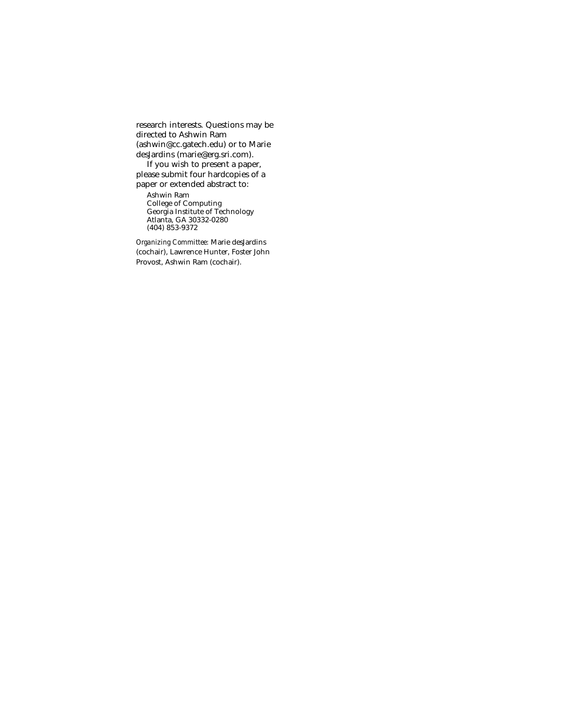research interests. Questions may be directed to Ashwin Ram (ashwin@cc.gatech.edu) or to Marie desJardins (marie@erg.sri.com).

If you wish to present a paper, please submit four hardcopies of a paper or extended abstract to:

Ashwin Ram
College of Computing
Georgia Institute of Technology
Atlanta, GA 30332-0280
(404) 853-9372

*Organizing Committee:* Marie desJardins (cochair), Lawrence Hunter, Foster John Provost, Ashwin Ram (cochair).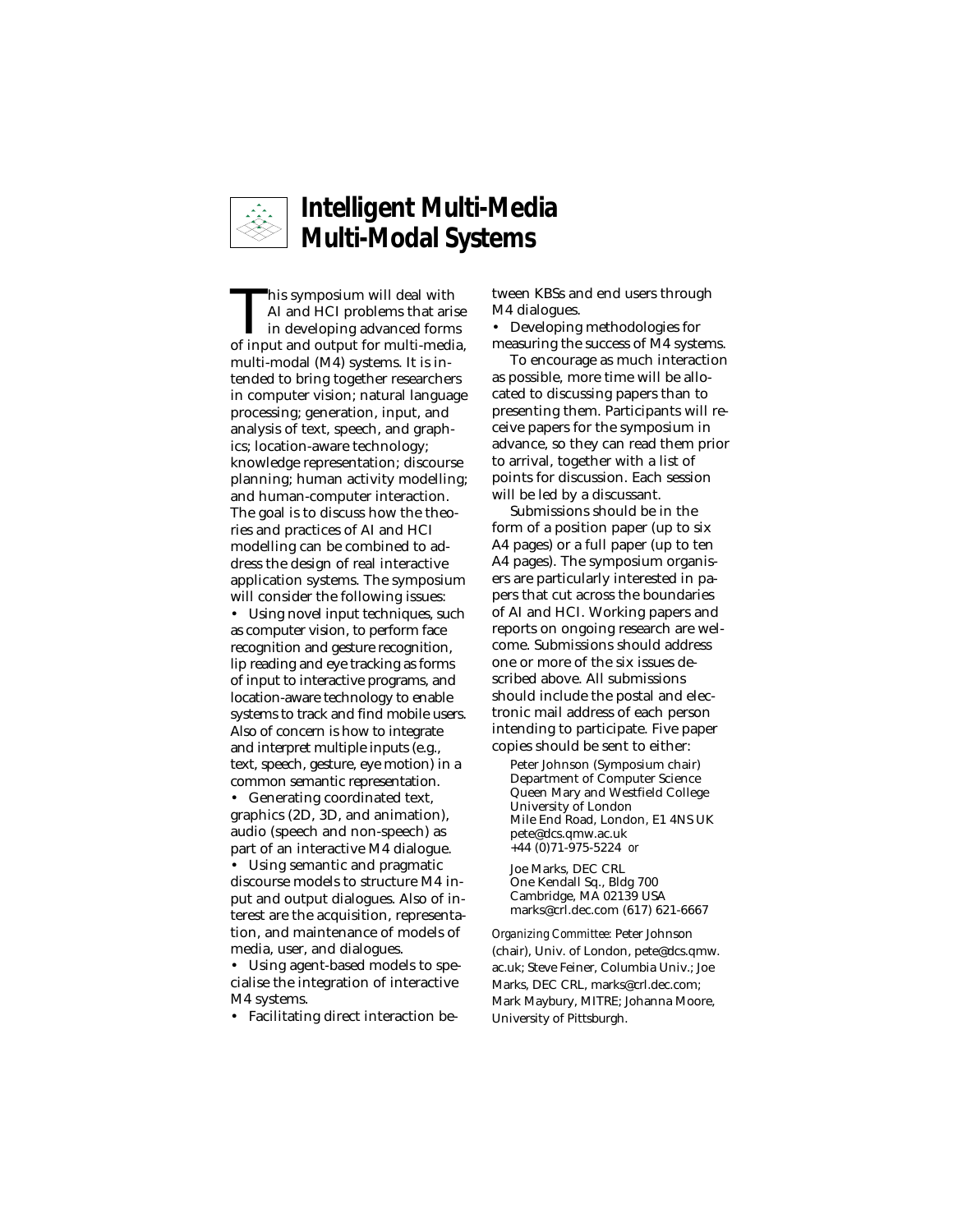# Intelligent Multi-Media Multi-Modal Systems

This symposium will deal with AI and HCI problems that arise in developing advanced forms of input and output for multi-media, multi-modal (M4) systems. It is intended to bring together researchers in computer vision; natural language processing; generation, input, and analysis of text, speech, and graphics; location-aware technology; knowledge representation; discourse planning; human activity modelling; and human-computer interaction. The goal is to discuss how the theories and practices of AI and HCI modelling can be combined to address the design of real interactive application systems. The symposium will consider the following issues:

- Using novel input techniques, such as computer vision, to perform face recognition and gesture recognition, lip reading and eye tracking as forms of input to interactive programs, and location-aware technology to enable systems to track and find mobile users. Also of concern is how to integrate and interpret multiple inputs (e.g., text, speech, gesture, eye motion) in a common semantic representation.
- Generating coordinated text, graphics (2D, 3D, and animation), audio (speech and non-speech) as part of an interactive M4 dialogue.
- Using semantic and pragmatic discourse models to structure M4 input and output dialogues. Also of interest are the acquisition, representation, and maintenance of models of media, user, and dialogues.
- Using agent-based models to specialise the integration of interactive M4 systems.
- Facilitating direct interaction between KBSs and end users through M4 dialogues.
- Developing methodologies for measuring the success of M4 systems.

To encourage as much interaction as possible, more time will be allocated to discussing papers than to presenting them. Participants will receive papers for the symposium in advance, so they can read them prior to arrival, together with a list of points for discussion. Each session will be led by a discussant.

Submissions should be in the form of a position paper (up to six A4 pages) or a full paper (up to ten A4 pages). The symposium organisers are particularly interested in papers that cut across the boundaries of AI and HCI. Working papers and reports on ongoing research are welcome. Submissions should address one or more of the six issues described above. All submissions should include the postal and electronic mail address of each person intending to participate. Five paper copies should be sent to either:

Peter Johnson (Symposium chair)
Department of Computer Science
Queen Mary and Westfield College
University of London
Mile End Road, London, E1 4NS UK
pete@dcs.qmw.ac.uk
+44 (0)71-975-5224 *or*

Joe Marks, DEC CRL
One Kendall Sq., Bldg 700
Cambridge, MA 02139 USA
marks@crl.dec.com (617) 621-6667

*Organizing Committee:* Peter Johnson (chair), Univ. of London, pete@dcs.qmw.ac.uk; Steve Feiner, Columbia Univ.; Joe Marks, DEC CRL, marks@crl.dec.com; Mark Maybury, MITRE; Johanna Moore, University of Pittsburgh.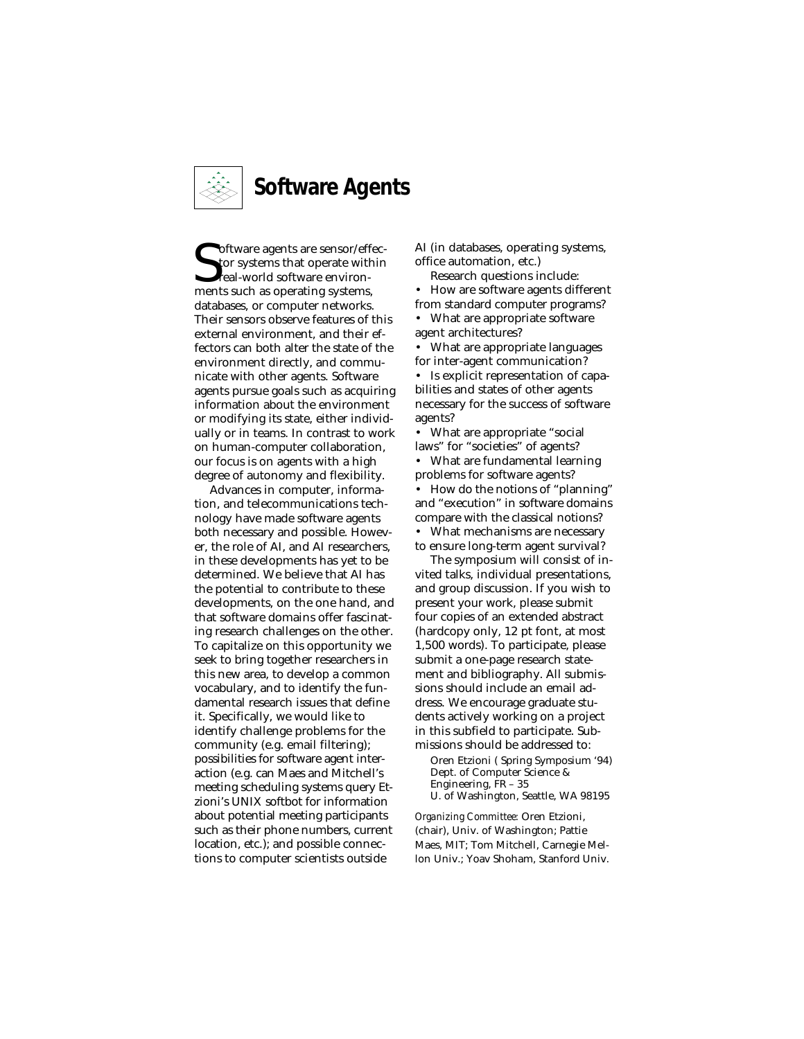# Software Agents

Software agents are sensor/effector systems that operate within real-world software environments such as operating systems, databases, or computer networks. Their sensors observe features of this external environment, and their effectors can both alter the state of the environment directly, and communicate with other agents. Software agents pursue goals such as acquiring information about the environment or modifying its state, either individually or in teams. In contrast to work on human-computer collaboration, our focus is on agents with a high degree of autonomy and flexibility.

Advances in computer, information, and telecommunications technology have made software agents both necessary and possible. However, the role of AI, and AI researchers, in these developments has yet to be determined. We believe that AI has the potential to contribute to these developments, on the one hand, and that software domains offer fascinating research challenges on the other. To capitalize on this opportunity we seek to bring together researchers in this new area, to develop a common vocabulary, and to identify the fundamental research issues that define it. Specifically, we would like to identify challenge problems for the community (e.g. email filtering); possibilities for software agent interaction (e.g. can Maes and Mitchell's meeting scheduling systems query Etzioni's UNIX softbot for information about potential meeting participants such as their phone numbers, current location, etc.); and possible connections to computer scientists outside AI (in databases, operating systems, office automation, etc.)

Research questions include:

- How are software agents different from standard computer programs?
- What are appropriate software agent architectures?
- What are appropriate languages for inter-agent communication?
- Is explicit representation of capabilities and states of other agents necessary for the success of software agents?
- What are appropriate "social laws" for "societies" of agents?
- What are fundamental learning problems for software agents?
- How do the notions of "planning" and "execution" in software domains compare with the classical notions?
- What mechanisms are necessary to ensure long-term agent survival?

The symposium will consist of invited talks, individual presentations, and group discussion. If you wish to present your work, please submit four copies of an extended abstract (hardcopy only, 12 pt font, at most 1,500 words). To participate, please submit a one-page research statement and bibliography. All submissions should include an email address. We encourage graduate students actively working on a project in this subfield to participate. Submissions should be addressed to:

Oren Etzioni ( Spring Symposium '94)
Dept. of Computer Science & Engineering, FR – 35
U. of Washington, Seattle, WA 98195

*Organizing Committee:* Oren Etzioni, (chair), Univ. of Washington; Pattie Maes, MIT; Tom Mitchell, Carnegie Mellon Univ.; Yoav Shoham, Stanford Univ.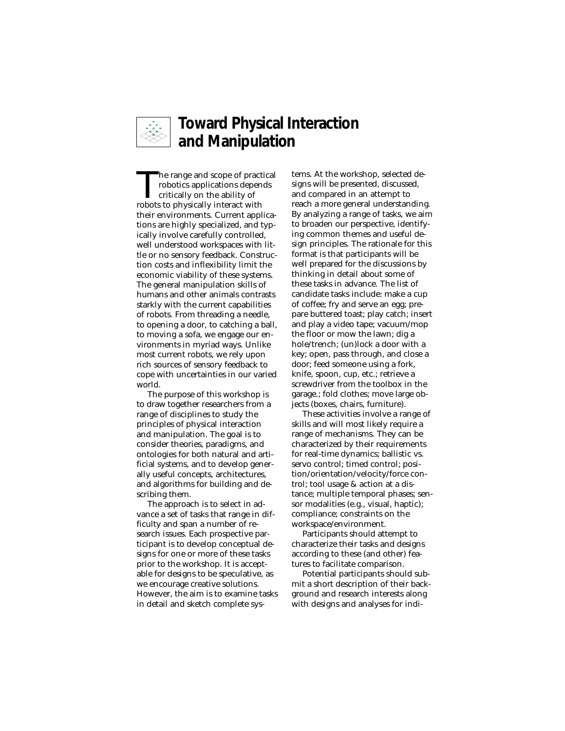# Toward Physical Interaction and Manipulation

The range and scope of practical robotics applications depends critically on the ability of robots to physically interact with their environments. Current applications are highly specialized, and typically involve carefully controlled, well understood workspaces with little or no sensory feedback. Construction costs and inflexibility limit the economic viability of these systems. The general manipulation skills of humans and other animals contrasts starkly with the current capabilities of robots. From threading a needle, to opening a door, to catching a ball, to moving a sofa, we engage our environments in myriad ways. Unlike most current robots, we rely upon rich sources of sensory feedback to cope with uncertainties in our varied world.

The purpose of this workshop is to draw together researchers from a range of disciplines to study the principles of physical interaction and manipulation. The goal is to consider theories, paradigms, and ontologies for both natural and artificial systems, and to develop generally useful concepts, architectures, and algorithms for building and describing them.

The approach is to select in advance a set of tasks that range in difficulty and span a number of research issues. Each prospective participant is to develop conceptual designs for one or more of these tasks prior to the workshop. It is acceptable for designs to be speculative, as we encourage creative solutions. However, the aim is to examine tasks in detail and sketch complete systems. At the workshop, selected designs will be presented, discussed, and compared in an attempt to reach a more general understanding. By analyzing a range of tasks, we aim to broaden our perspective, identifying common themes and useful design principles. The rationale for this format is that participants will be well prepared for the discussions by thinking in detail about some of these tasks in advance. The list of candidate tasks include: make a cup of coffee; fry and serve an egg; prepare buttered toast; play catch; insert and play a video tape; vacuum/mop the floor or mow the lawn; dig a hole/trench; (un)lock a door with a key; open, pass through, and close a door; feed someone using a fork, knife, spoon, cup, etc.; retrieve a screwdriver from the toolbox in the garage.; fold clothes; move large objects (boxes, chairs, furniture).

These activities involve a range of skills and will most likely require a range of mechanisms. They can be characterized by their requirements for real-time dynamics; ballistic vs. servo control; timed control; position/orientation/velocity/force control; tool usage & action at a distance; multiple temporal phases; sensor modalities (e.g., visual, haptic); compliance; constraints on the workspace/environment.

Participants should attempt to characterize their tasks and designs according to these (and other) features to facilitate comparison.

Potential participants should submit a short description of their background and research interests along with designs and analyses for indi-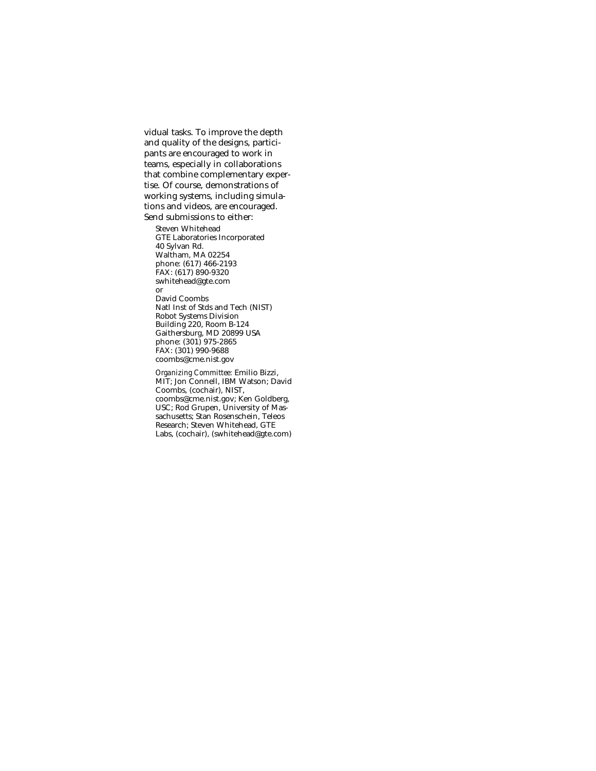vidual tasks. To improve the depth and quality of the designs, participants are encouraged to work in teams, especially in collaborations that combine complementary expertise. Of course, demonstrations of working systems, including simulations and videos, are encouraged. Send submissions to either:

Steven Whitehead
GTE Laboratories Incorporated
40 Sylvan Rd.
Waltham, MA 02254
phone: (617) 466-2193
FAX: (617) 890-9320
swhitehead@gte.com
or
David Coombs
Natl Inst of Stds and Tech (NIST)
Robot Systems Division
Building 220, Room B-124
Gaithersburg, MD 20899 USA
phone: (301) 975-2865
FAX: (301) 990-9688
coombs@cme.nist.gov

*Organizing Committee:* Emilio Bizzi, MIT; Jon Connell, IBM Watson; David Coombs, (cochair), NIST, coombs@cme.nist.gov; Ken Goldberg, USC; Rod Grupen, University of Massachusetts; Stan Rosenschein, Teleos Research; Steven Whitehead, GTE Labs, (cochair), (swhitehead@gte.com)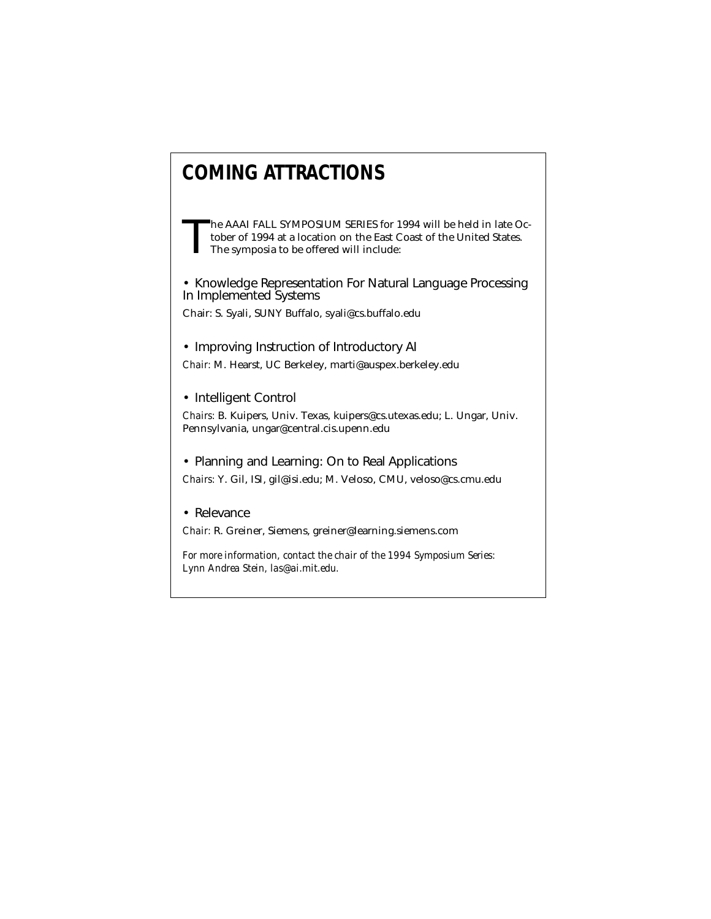# COMING ATTRACTIONS

The AAAI FALL SYMPOSIUM SERIES for 1994 will be held in late October of 1994 at a location on the East Coast of the United States. The symposia to be offered will include:

• Knowledge Representation For Natural Language Processing In Implemented Systems

Chair: S. Syali, SUNY Buffalo, syali@cs.buffalo.edu

• Improving Instruction of Introductory AI

*Chair:* M. Hearst, UC Berkeley, marti@auspex.berkeley.edu

• Intelligent Control

*Chairs:* B. Kuipers, Univ. Texas, kuipers@cs.utexas.edu; L. Ungar, Univ. Pennsylvania, ungar@central.cis.upenn.edu

• Planning and Learning: On to Real Applications

*Chairs:* Y. Gil, ISI, gil@isi.edu; M. Veloso, CMU, veloso@cs.cmu.edu

• Relevance

*Chair:* R. Greiner, Siemens, greiner@learning.siemens.com

*For more information, contact the chair of the 1994 Symposium Series: Lynn Andrea Stein, las@ai.mit.edu.*